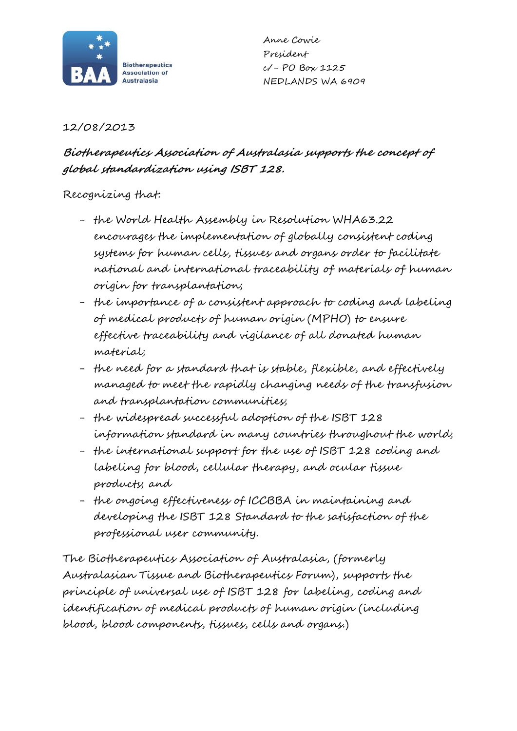Biotherapeutics Association of Australasia

Anne Cowie
President
c/- PO Box 1125
NEDLANDS WA 6909

12/08/2013

***Biotherapeutics Association of Australasia supports the concept of global standardization using ISBT 128.***

Recognizing that:

- the World Health Assembly in Resolution WHA63.22 encourages the implementation of globally consistent coding systems for human cells, tissues and organs order to facilitate national and international traceability of materials of human origin for transplantation;
- the importance of a consistent approach to coding and labeling of medical products of human origin (MPHO) to ensure effective traceability and vigilance of all donated human material;
- the need for a standard that is stable, flexible, and effectively managed to meet the rapidly changing needs of the transfusion and transplantation communities;
- the widespread successful adoption of the ISBT 128 information standard in many countries throughout the world;
- the international support for the use of ISBT 128 coding and labeling for blood, cellular therapy, and ocular tissue products; and
- the ongoing effectiveness of ICCBBA in maintaining and developing the ISBT 128 Standard to the satisfaction of the professional user community.

The Biotherapeutics Association of Australasia, (formerly Australasian Tissue and Biotherapeutics Forum), supports the principle of universal use of ISBT 128 for labeling, coding and identification of medical products of human origin (including blood, blood components, tissues, cells and organs.)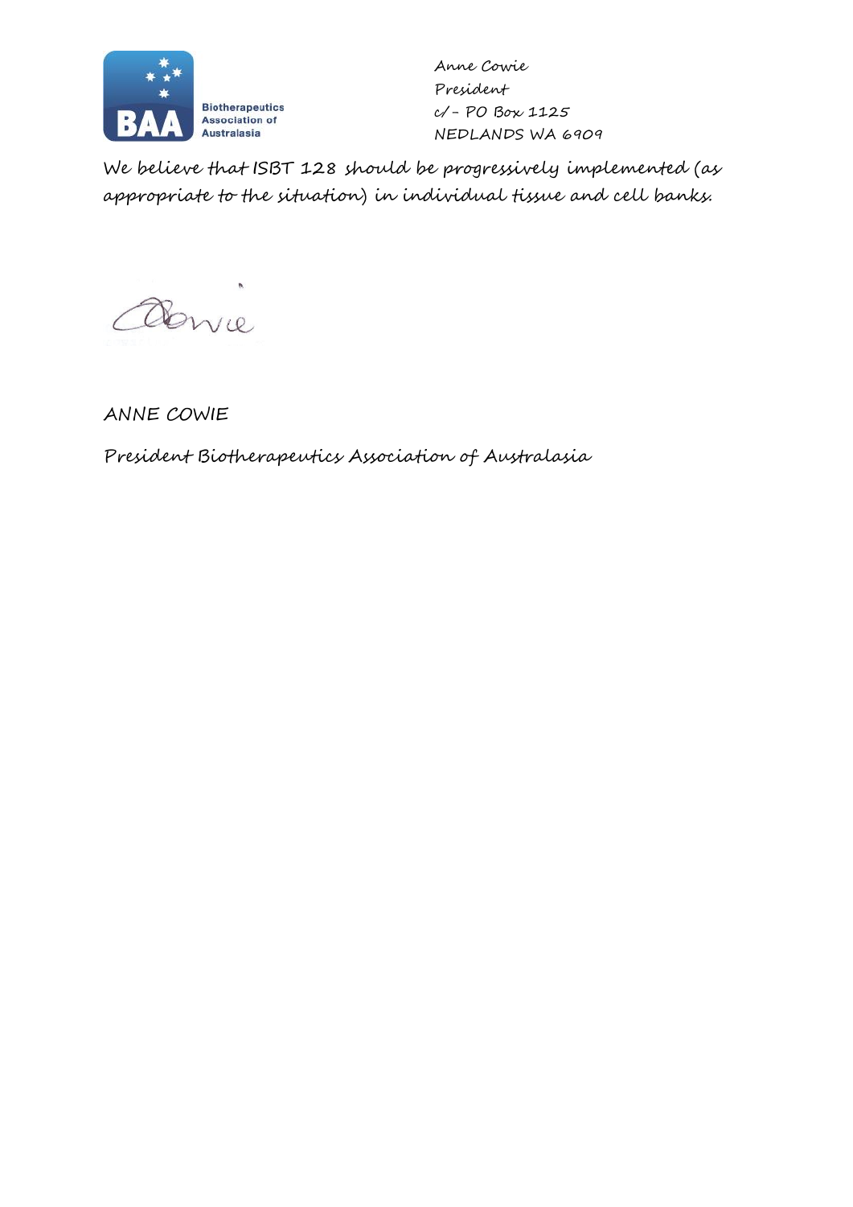Biotherapeutics Association of Australasia

Anne Cowie
President
c/- PO Box 1125
NEDLANDS WA 6909

We believe that ISBT 128 should be progressively implemented (as appropriate to the situation) in individual tissue and cell banks.

ANNE COWIE

President Biotherapeutics Association of Australasia